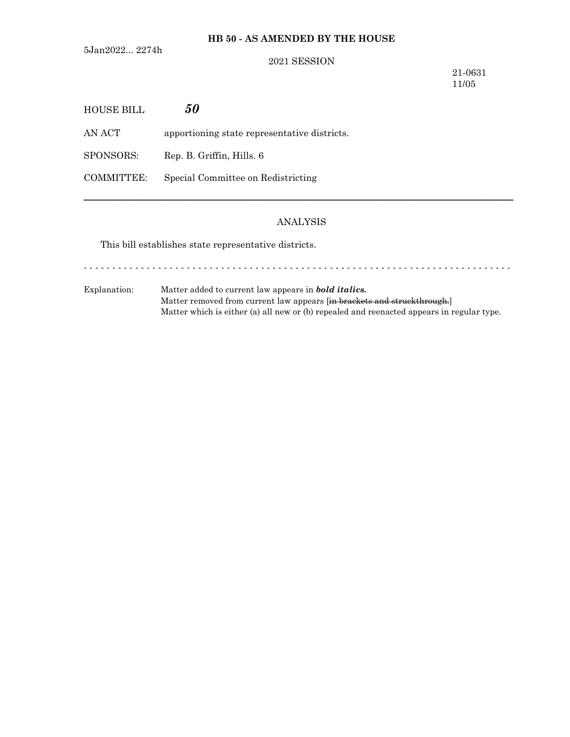**HB 50 - AS AMENDED BY THE HOUSE**

5Jan2022... 2274h

2021 SESSION

21-0631
11/05

HOUSE BILL ***50***

AN ACT apportioning state representative districts.

SPONSORS: Rep. B. Griffin, Hills. 6

COMMITTEE: Special Committee on Redistricting

---

ANALYSIS

This bill establishes state representative districts.

- - - - - - - - - - - - - - - - - - - - - - - - - - - - - - - - - - - - - - - - - - - - - - - - - - - - - - - - - - - - - - - - - - - - - - - -

Explanation: Matter added to current law appears in ***bold italics.***
Matter removed from current law appears [~~in brackets and struckthrough.~~]
Matter which is either (a) all new or (b) repealed and reenacted appears in regular type.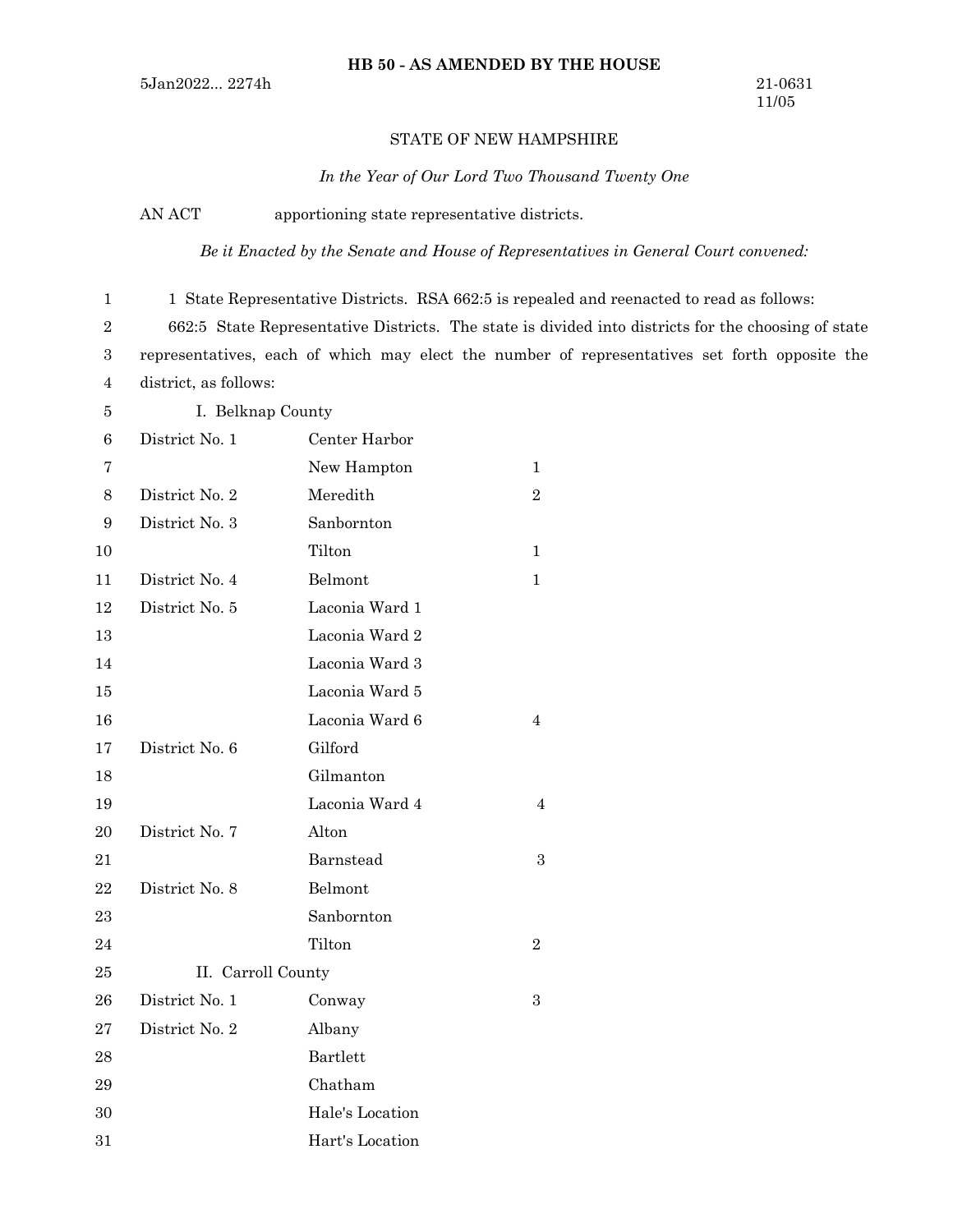**HB 50 - AS AMENDED BY THE HOUSE**

5Jan2022... 2274h

21-0631
11/05

STATE OF NEW HAMPSHIRE

*In the Year of Our Lord Two Thousand Twenty One*

AN ACT apportioning state representative districts.

*Be it Enacted by the Senate and House of Representatives in General Court convened:*

1 State Representative Districts. RSA 662:5 is repealed and reenacted to read as follows:

662:5 State Representative Districts. The state is divided into districts for the choosing of state representatives, each of which may elect the number of representatives set forth opposite the district, as follows:

I. Belknap County

| | | |
|---|---|---|
| District No. 1 | Center Harbor | |
| | New Hampton | 1 |
| District No. 2 | Meredith | 2 |
| District No. 3 | Sanbornton | |
| | Tilton | 1 |
| District No. 4 | Belmont | 1 |
| District No. 5 | Laconia Ward 1 | |
| | Laconia Ward 2 | |
| | Laconia Ward 3 | |
| | Laconia Ward 5 | |
| | Laconia Ward 6 | 4 |
| District No. 6 | Gilford | |
| | Gilmanton | |
| | Laconia Ward 4 | 4 |
| District No. 7 | Alton | |
| | Barnstead | 3 |
| District No. 8 | Belmont | |
| | Sanbornton | |
| | Tilton | 2 |

II. Carroll County

| | | |
|---|---|---|
| District No. 1 | Conway | 3 |
| District No. 2 | Albany | |
| | Bartlett | |
| | Chatham | |
| | Hale's Location | |
| | Hart's Location | |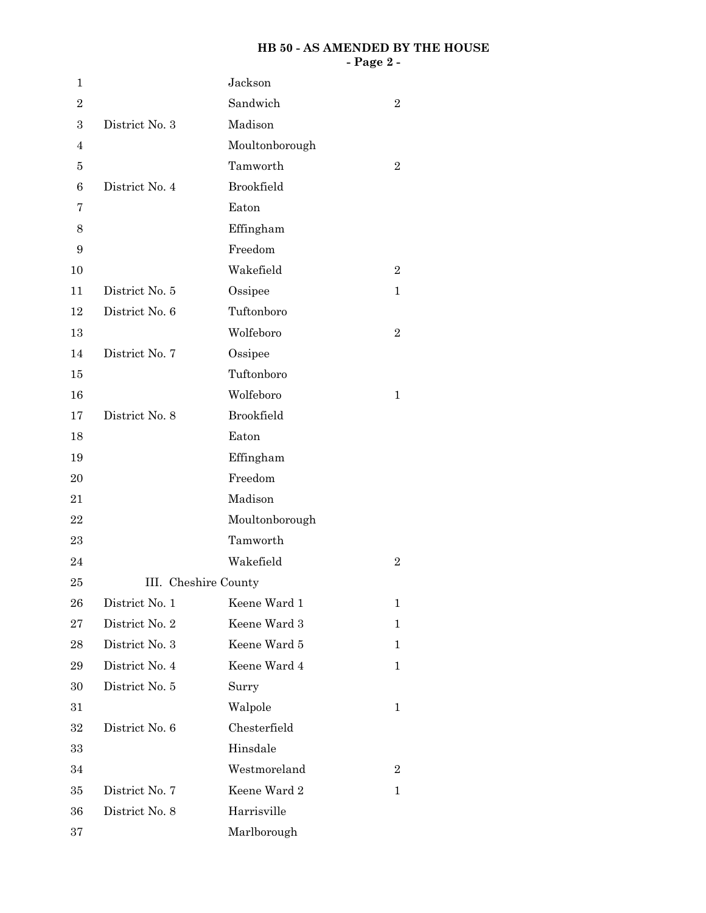| | | |
|---|---|---|
| | Jackson | |
| | Sandwich | 2 |
| District No. 3 | Madison | |
| | Moultonborough | |
| | Tamworth | 2 |
| District No. 4 | Brookfield | |
| | Eaton | |
| | Effingham | |
| | Freedom | |
| | Wakefield | 2 |
| District No. 5 | Ossipee | 1 |
| District No. 6 | Tuftonboro | |
| | Wolfeboro | 2 |
| District No. 7 | Ossipee | |
| | Tuftonboro | |
| | Wolfeboro | 1 |
| District No. 8 | Brookfield | |
| | Eaton | |
| | Effingham | |
| | Freedom | |
| | Madison | |
| | Moultonborough | |
| | Tamworth | |
| | Wakefield | 2 |

III. Cheshire County

| | | |
|---|---|---|
| District No. 1 | Keene Ward 1 | 1 |
| District No. 2 | Keene Ward 3 | 1 |
| District No. 3 | Keene Ward 5 | 1 |
| District No. 4 | Keene Ward 4 | 1 |
| District No. 5 | Surry | |
| | Walpole | 1 |
| District No. 6 | Chesterfield | |
| | Hinsdale | |
| | Westmoreland | 2 |
| District No. 7 | Keene Ward 2 | 1 |
| District No. 8 | Harrisville | |
| | Marlborough | |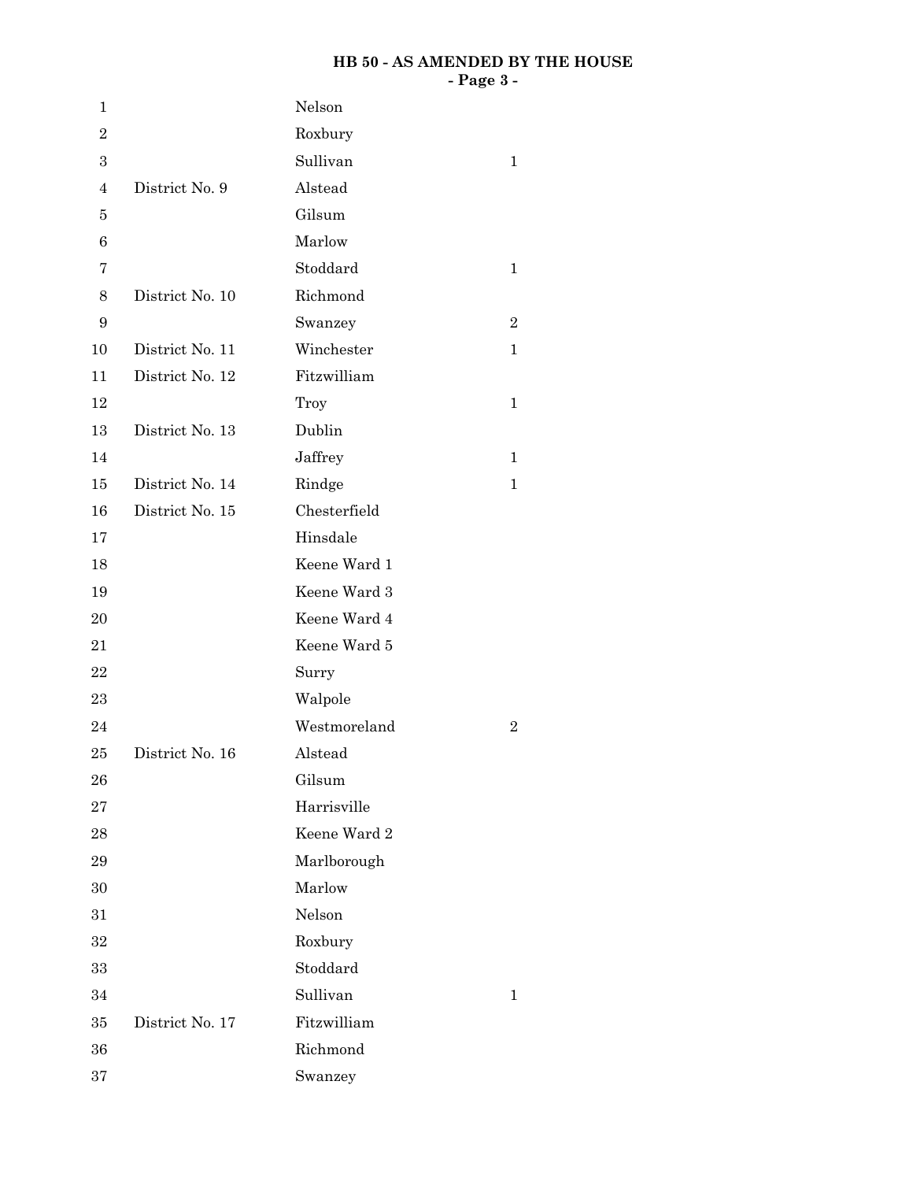| | | |
|---|---|---|
| | Nelson | |
| | Roxbury | |
| | Sullivan | 1 |
| District No. 9 | Alstead | |
| | Gilsum | |
| | Marlow | |
| | Stoddard | 1 |
| District No. 10 | Richmond | |
| | Swanzey | 2 |
| District No. 11 | Winchester | 1 |
| District No. 12 | Fitzwilliam | |
| | Troy | 1 |
| District No. 13 | Dublin | |
| | Jaffrey | 1 |
| District No. 14 | Rindge | 1 |
| District No. 15 | Chesterfield | |
| | Hinsdale | |
| | Keene Ward 1 | |
| | Keene Ward 3 | |
| | Keene Ward 4 | |
| | Keene Ward 5 | |
| | Surry | |
| | Walpole | |
| | Westmoreland | 2 |
| District No. 16 | Alstead | |
| | Gilsum | |
| | Harrisville | |
| | Keene Ward 2 | |
| | Marlborough | |
| | Marlow | |
| | Nelson | |
| | Roxbury | |
| | Stoddard | |
| | Sullivan | 1 |
| District No. 17 | Fitzwilliam | |
| | Richmond | |
| | Swanzey | |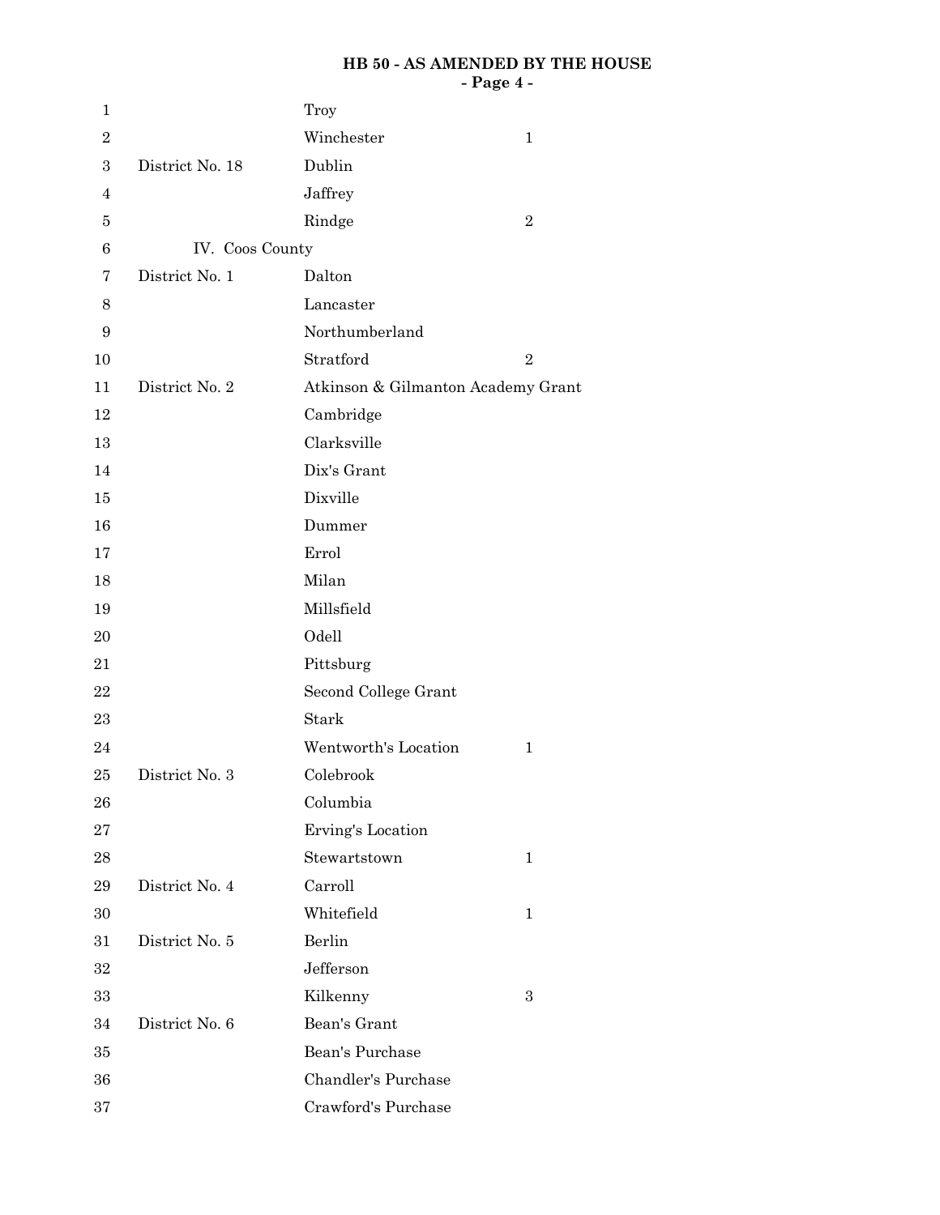| | | |
|---|---|---|
| | Troy | |
| | Winchester | 1 |
| District No. 18 | Dublin | |
| | Jaffrey | |
| | Rindge | 2 |

IV. Coos County

| | | |
|---|---|---|
| District No. 1 | Dalton | |
| | Lancaster | |
| | Northumberland | |
| | Stratford | 2 |
| District No. 2 | Atkinson & Gilmanton Academy Grant | |
| | Cambridge | |
| | Clarksville | |
| | Dix's Grant | |
| | Dixville | |
| | Dummer | |
| | Errol | |
| | Milan | |
| | Millsfield | |
| | Odell | |
| | Pittsburg | |
| | Second College Grant | |
| | Stark | |
| | Wentworth's Location | 1 |
| District No. 3 | Colebrook | |
| | Columbia | |
| | Erving's Location | |
| | Stewartstown | 1 |
| District No. 4 | Carroll | |
| | Whitefield | 1 |
| District No. 5 | Berlin | |
| | Jefferson | |
| | Kilkenny | 3 |
| District No. 6 | Bean's Grant | |
| | Bean's Purchase | |
| | Chandler's Purchase | |
| | Crawford's Purchase | |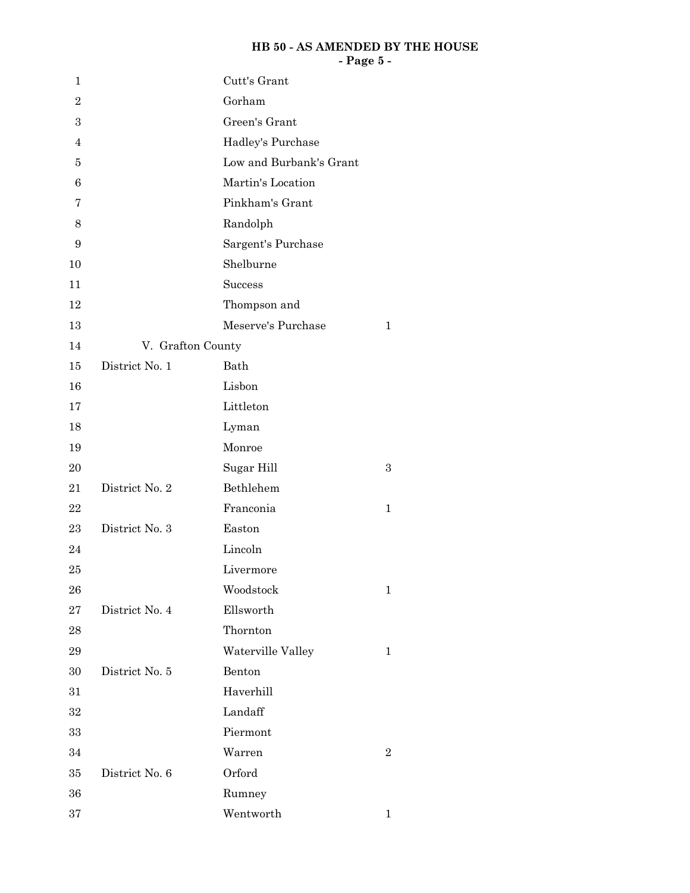| | | |
|---|---|---|
| | Cutt's Grant | |
| | Gorham | |
| | Green's Grant | |
| | Hadley's Purchase | |
| | Low and Burbank's Grant | |
| | Martin's Location | |
| | Pinkham's Grant | |
| | Randolph | |
| | Sargent's Purchase | |
| | Shelburne | |
| | Success | |
| | Thompson and | |
| | Meserve's Purchase | 1 |

V. Grafton County

| | | |
|---|---|---|
| District No. 1 | Bath | |
| | Lisbon | |
| | Littleton | |
| | Lyman | |
| | Monroe | |
| | Sugar Hill | 3 |
| District No. 2 | Bethlehem | |
| | Franconia | 1 |
| District No. 3 | Easton | |
| | Lincoln | |
| | Livermore | |
| | Woodstock | 1 |
| District No. 4 | Ellsworth | |
| | Thornton | |
| | Waterville Valley | 1 |
| District No. 5 | Benton | |
| | Haverhill | |
| | Landaff | |
| | Piermont | |
| | Warren | 2 |
| District No. 6 | Orford | |
| | Rumney | |
| | Wentworth | 1 |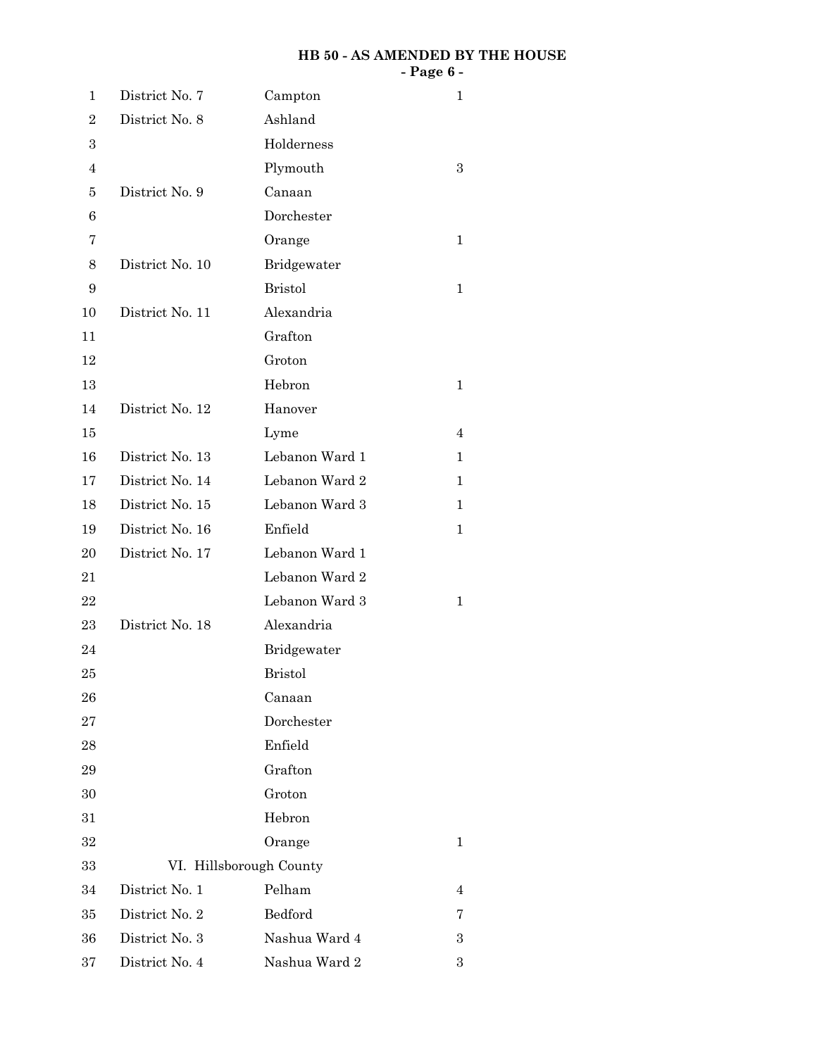| District | Town | Representatives |
|---|---|---|
| District No. 7 | Campton | 1 |
| District No. 8 | Ashland | |
| | Holderness | |
| | Plymouth | 3 |
| District No. 9 | Canaan | |
| | Dorchester | |
| | Orange | 1 |
| District No. 10 | Bridgewater | |
| | Bristol | 1 |
| District No. 11 | Alexandria | |
| | Grafton | |
| | Groton | |
| | Hebron | 1 |
| District No. 12 | Hanover | |
| | Lyme | 4 |
| District No. 13 | Lebanon Ward 1 | 1 |
| District No. 14 | Lebanon Ward 2 | 1 |
| District No. 15 | Lebanon Ward 3 | 1 |
| District No. 16 | Enfield | 1 |
| District No. 17 | Lebanon Ward 1 | |
| | Lebanon Ward 2 | |
| | Lebanon Ward 3 | 1 |
| District No. 18 | Alexandria | |
| | Bridgewater | |
| | Bristol | |
| | Canaan | |
| | Dorchester | |
| | Enfield | |
| | Grafton | |
| | Groton | |
| | Hebron | |
| | Orange | 1 |

VI. Hillsborough County

| District | Town | Representatives |
|---|---|---|
| District No. 1 | Pelham | 4 |
| District No. 2 | Bedford | 7 |
| District No. 3 | Nashua Ward 4 | 3 |
| District No. 4 | Nashua Ward 2 | 3 |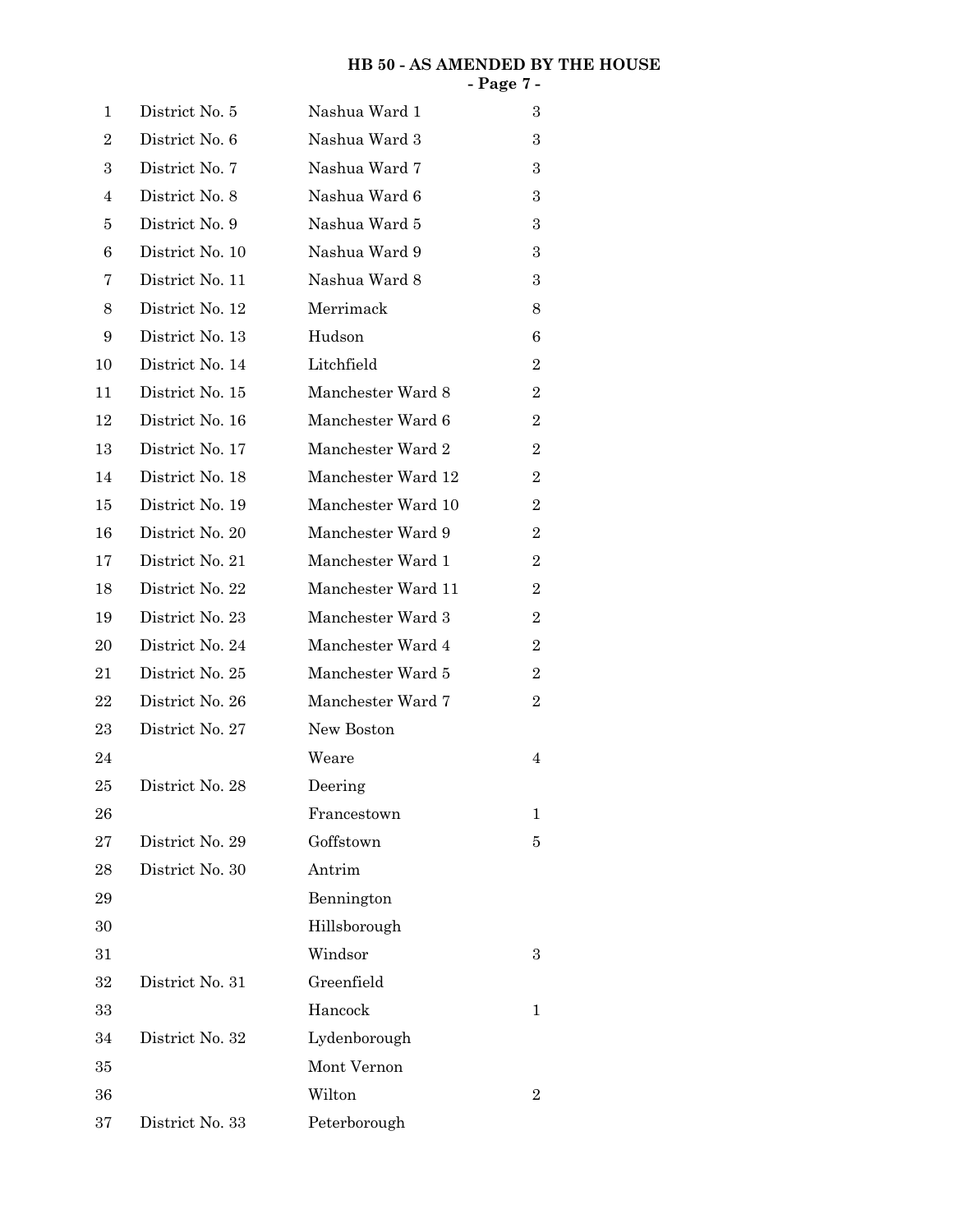**HB 50 - AS AMENDED BY THE HOUSE**

| | | |
|---|---|---|
| District No. 5 | Nashua Ward 1 | 3 |
| District No. 6 | Nashua Ward 3 | 3 |
| District No. 7 | Nashua Ward 7 | 3 |
| District No. 8 | Nashua Ward 6 | 3 |
| District No. 9 | Nashua Ward 5 | 3 |
| District No. 10 | Nashua Ward 9 | 3 |
| District No. 11 | Nashua Ward 8 | 3 |
| District No. 12 | Merrimack | 8 |
| District No. 13 | Hudson | 6 |
| District No. 14 | Litchfield | 2 |
| District No. 15 | Manchester Ward 8 | 2 |
| District No. 16 | Manchester Ward 6 | 2 |
| District No. 17 | Manchester Ward 2 | 2 |
| District No. 18 | Manchester Ward 12 | 2 |
| District No. 19 | Manchester Ward 10 | 2 |
| District No. 20 | Manchester Ward 9 | 2 |
| District No. 21 | Manchester Ward 1 | 2 |
| District No. 22 | Manchester Ward 11 | 2 |
| District No. 23 | Manchester Ward 3 | 2 |
| District No. 24 | Manchester Ward 4 | 2 |
| District No. 25 | Manchester Ward 5 | 2 |
| District No. 26 | Manchester Ward 7 | 2 |
| District No. 27 | New Boston | |
| | Weare | 4 |
| District No. 28 | Deering | |
| | Francestown | 1 |
| District No. 29 | Goffstown | 5 |
| District No. 30 | Antrim | |
| | Bennington | |
| | Hillsborough | |
| | Windsor | 3 |
| District No. 31 | Greenfield | |
| | Hancock | 1 |
| District No. 32 | Lydenborough | |
| | Mont Vernon | |
| | Wilton | 2 |
| District No. 33 | Peterborough | |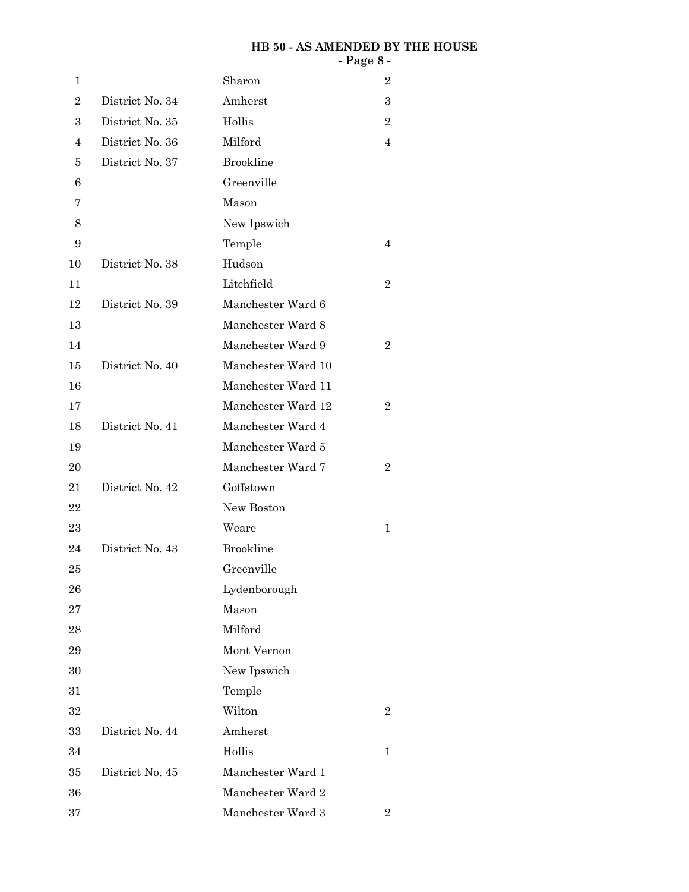| | | |
|---|---|---|
| | Sharon | 2 |
| District No. 34 | Amherst | 3 |
| District No. 35 | Hollis | 2 |
| District No. 36 | Milford | 4 |
| District No. 37 | Brookline | |
| | Greenville | |
| | Mason | |
| | New Ipswich | |
| | Temple | 4 |
| District No. 38 | Hudson | |
| | Litchfield | 2 |
| District No. 39 | Manchester Ward 6 | |
| | Manchester Ward 8 | |
| | Manchester Ward 9 | 2 |
| District No. 40 | Manchester Ward 10 | |
| | Manchester Ward 11 | |
| | Manchester Ward 12 | 2 |
| District No. 41 | Manchester Ward 4 | |
| | Manchester Ward 5 | |
| | Manchester Ward 7 | 2 |
| District No. 42 | Goffstown | |
| | New Boston | |
| | Weare | 1 |
| District No. 43 | Brookline | |
| | Greenville | |
| | Lydenborough | |
| | Mason | |
| | Milford | |
| | Mont Vernon | |
| | New Ipswich | |
| | Temple | |
| | Wilton | 2 |
| District No. 44 | Amherst | |
| | Hollis | 1 |
| District No. 45 | Manchester Ward 1 | |
| | Manchester Ward 2 | |
| | Manchester Ward 3 | 2 |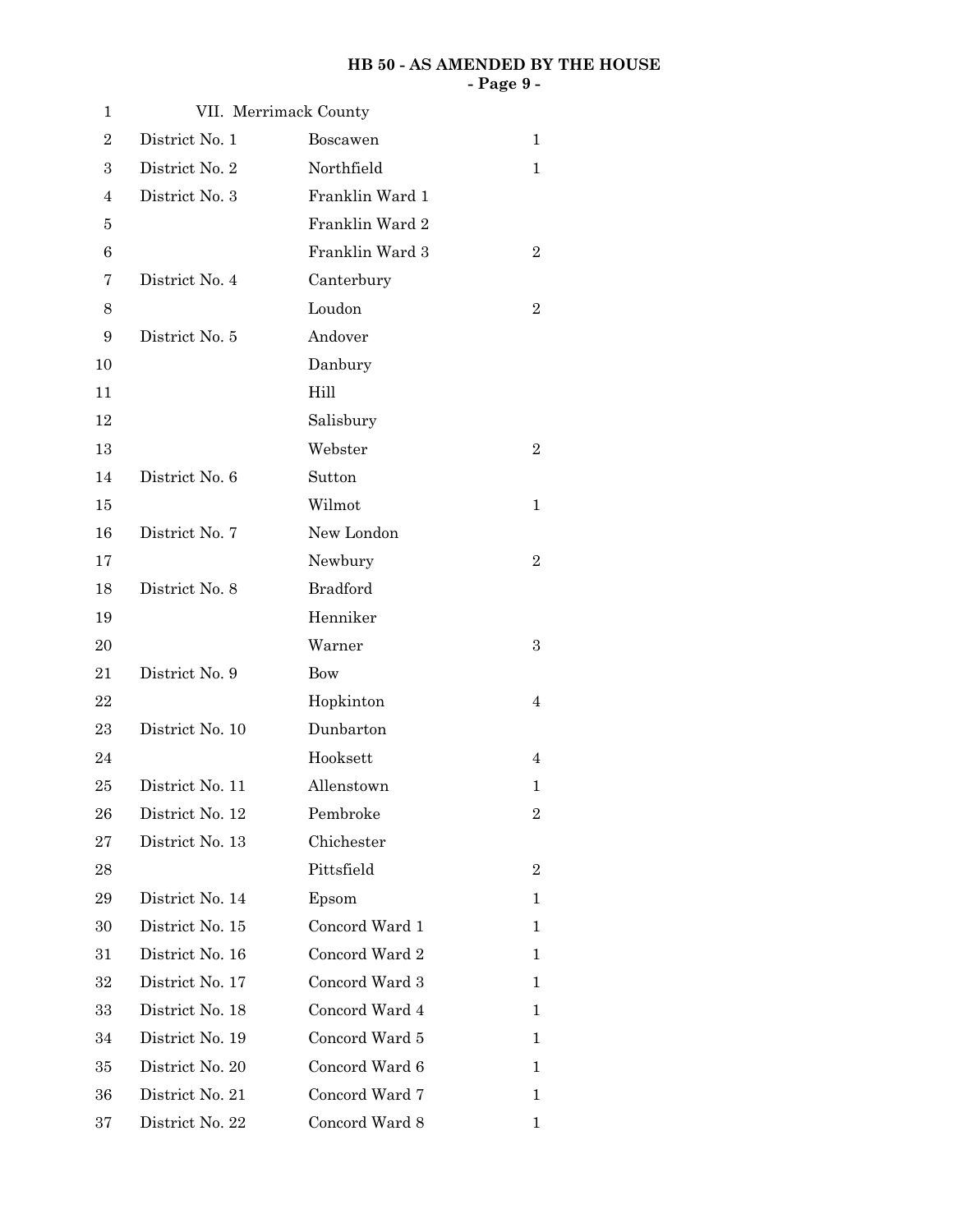VII. Merrimack County

| District | Town/Ward | Seats |
|---|---|---|
| District No. 1 | Boscawen | 1 |
| District No. 2 | Northfield | 1 |
| District No. 3 | Franklin Ward 1 | |
| | Franklin Ward 2 | |
| | Franklin Ward 3 | 2 |
| District No. 4 | Canterbury | |
| | Loudon | 2 |
| District No. 5 | Andover | |
| | Danbury | |
| | Hill | |
| | Salisbury | |
| | Webster | 2 |
| District No. 6 | Sutton | |
| | Wilmot | 1 |
| District No. 7 | New London | |
| | Newbury | 2 |
| District No. 8 | Bradford | |
| | Henniker | |
| | Warner | 3 |
| District No. 9 | Bow | |
| | Hopkinton | 4 |
| District No. 10 | Dunbarton | |
| | Hooksett | 4 |
| District No. 11 | Allenstown | 1 |
| District No. 12 | Pembroke | 2 |
| District No. 13 | Chichester | |
| | Pittsfield | 2 |
| District No. 14 | Epsom | 1 |
| District No. 15 | Concord Ward 1 | 1 |
| District No. 16 | Concord Ward 2 | 1 |
| District No. 17 | Concord Ward 3 | 1 |
| District No. 18 | Concord Ward 4 | 1 |
| District No. 19 | Concord Ward 5 | 1 |
| District No. 20 | Concord Ward 6 | 1 |
| District No. 21 | Concord Ward 7 | 1 |
| District No. 22 | Concord Ward 8 | 1 |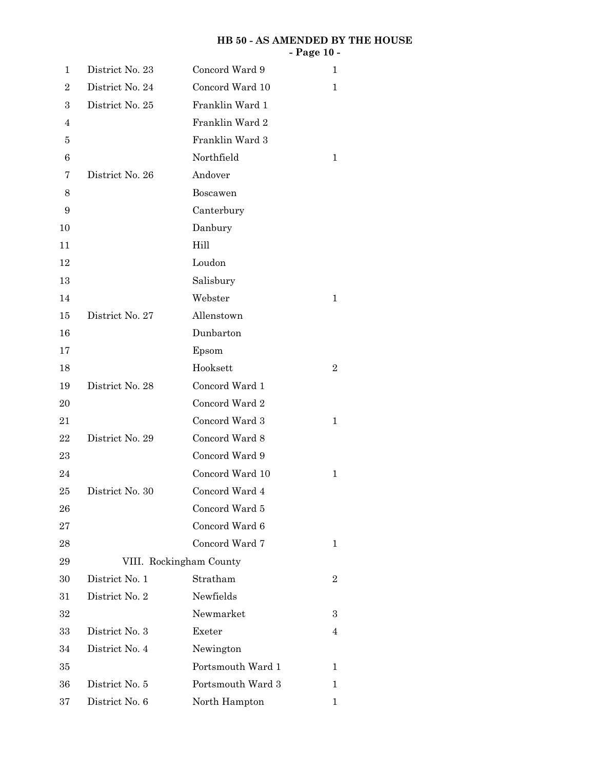| | | |
|---|---|---|
| District No. 23 | Concord Ward 9 | 1 |
| District No. 24 | Concord Ward 10 | 1 |
| District No. 25 | Franklin Ward 1 | |
| | Franklin Ward 2 | |
| | Franklin Ward 3 | |
| | Northfield | 1 |
| District No. 26 | Andover | |
| | Boscawen | |
| | Canterbury | |
| | Danbury | |
| | Hill | |
| | Loudon | |
| | Salisbury | |
| | Webster | 1 |
| District No. 27 | Allenstown | |
| | Dunbarton | |
| | Epsom | |
| | Hooksett | 2 |
| District No. 28 | Concord Ward 1 | |
| | Concord Ward 2 | |
| | Concord Ward 3 | 1 |
| District No. 29 | Concord Ward 8 | |
| | Concord Ward 9 | |
| | Concord Ward 10 | 1 |
| District No. 30 | Concord Ward 4 | |
| | Concord Ward 5 | |
| | Concord Ward 6 | |
| | Concord Ward 7 | 1 |

VIII. Rockingham County

| | | |
|---|---|---|
| District No. 1 | Stratham | 2 |
| District No. 2 | Newfields | |
| | Newmarket | 3 |
| District No. 3 | Exeter | 4 |
| District No. 4 | Newington | |
| | Portsmouth Ward 1 | 1 |
| District No. 5 | Portsmouth Ward 3 | 1 |
| District No. 6 | North Hampton | 1 |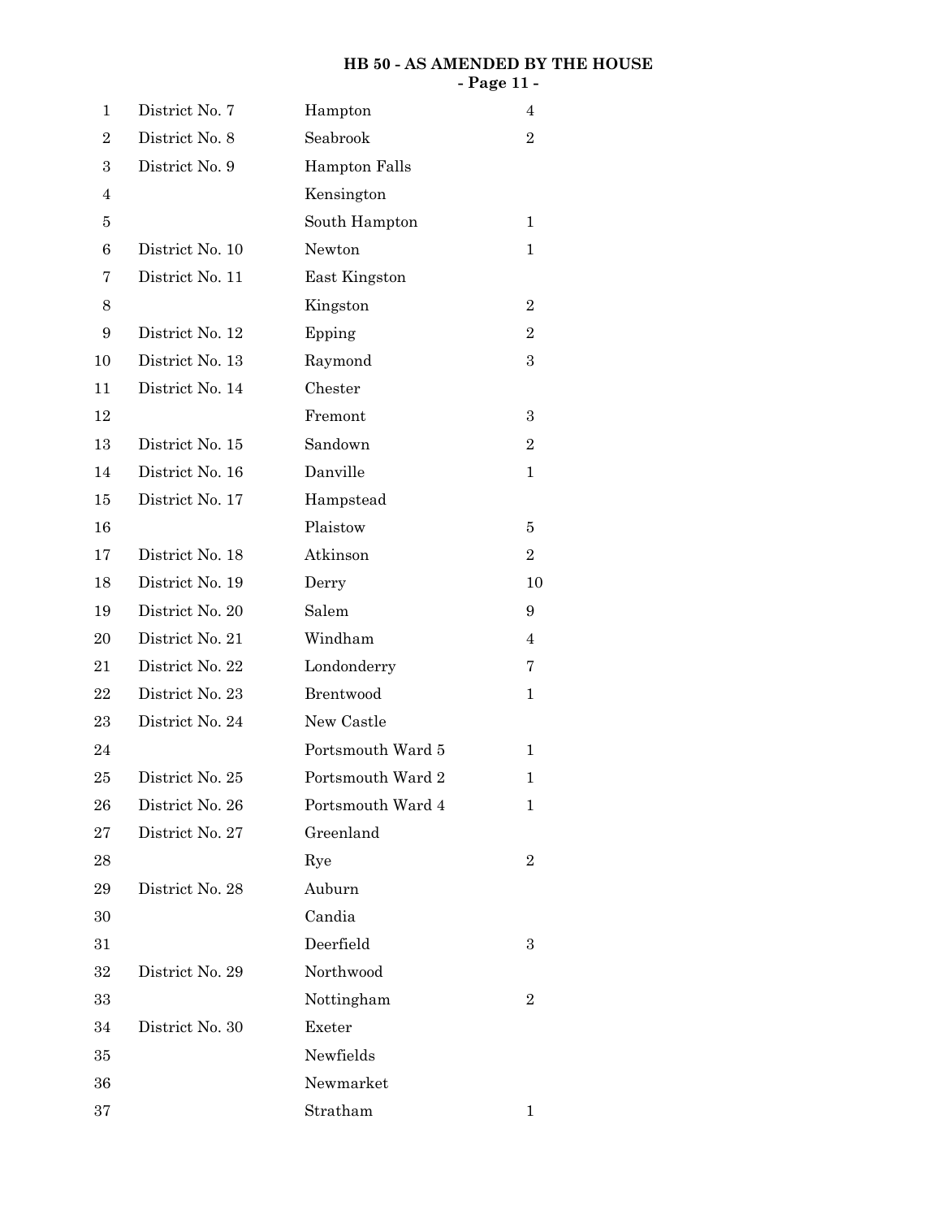| | | | |
|---|---|---|---|
| 1 | District No. 7 | Hampton | 4 |
| 2 | District No. 8 | Seabrook | 2 |
| 3 | District No. 9 | Hampton Falls | |
| 4 | | Kensington | |
| 5 | | South Hampton | 1 |
| 6 | District No. 10 | Newton | 1 |
| 7 | District No. 11 | East Kingston | |
| 8 | | Kingston | 2 |
| 9 | District No. 12 | Epping | 2 |
| 10 | District No. 13 | Raymond | 3 |
| 11 | District No. 14 | Chester | |
| 12 | | Fremont | 3 |
| 13 | District No. 15 | Sandown | 2 |
| 14 | District No. 16 | Danville | 1 |
| 15 | District No. 17 | Hampstead | |
| 16 | | Plaistow | 5 |
| 17 | District No. 18 | Atkinson | 2 |
| 18 | District No. 19 | Derry | 10 |
| 19 | District No. 20 | Salem | 9 |
| 20 | District No. 21 | Windham | 4 |
| 21 | District No. 22 | Londonderry | 7 |
| 22 | District No. 23 | Brentwood | 1 |
| 23 | District No. 24 | New Castle | |
| 24 | | Portsmouth Ward 5 | 1 |
| 25 | District No. 25 | Portsmouth Ward 2 | 1 |
| 26 | District No. 26 | Portsmouth Ward 4 | 1 |
| 27 | District No. 27 | Greenland | |
| 28 | | Rye | 2 |
| 29 | District No. 28 | Auburn | |
| 30 | | Candia | |
| 31 | | Deerfield | 3 |
| 32 | District No. 29 | Northwood | |
| 33 | | Nottingham | 2 |
| 34 | District No. 30 | Exeter | |
| 35 | | Newfields | |
| 36 | | Newmarket | |
| 37 | | Stratham | 1 |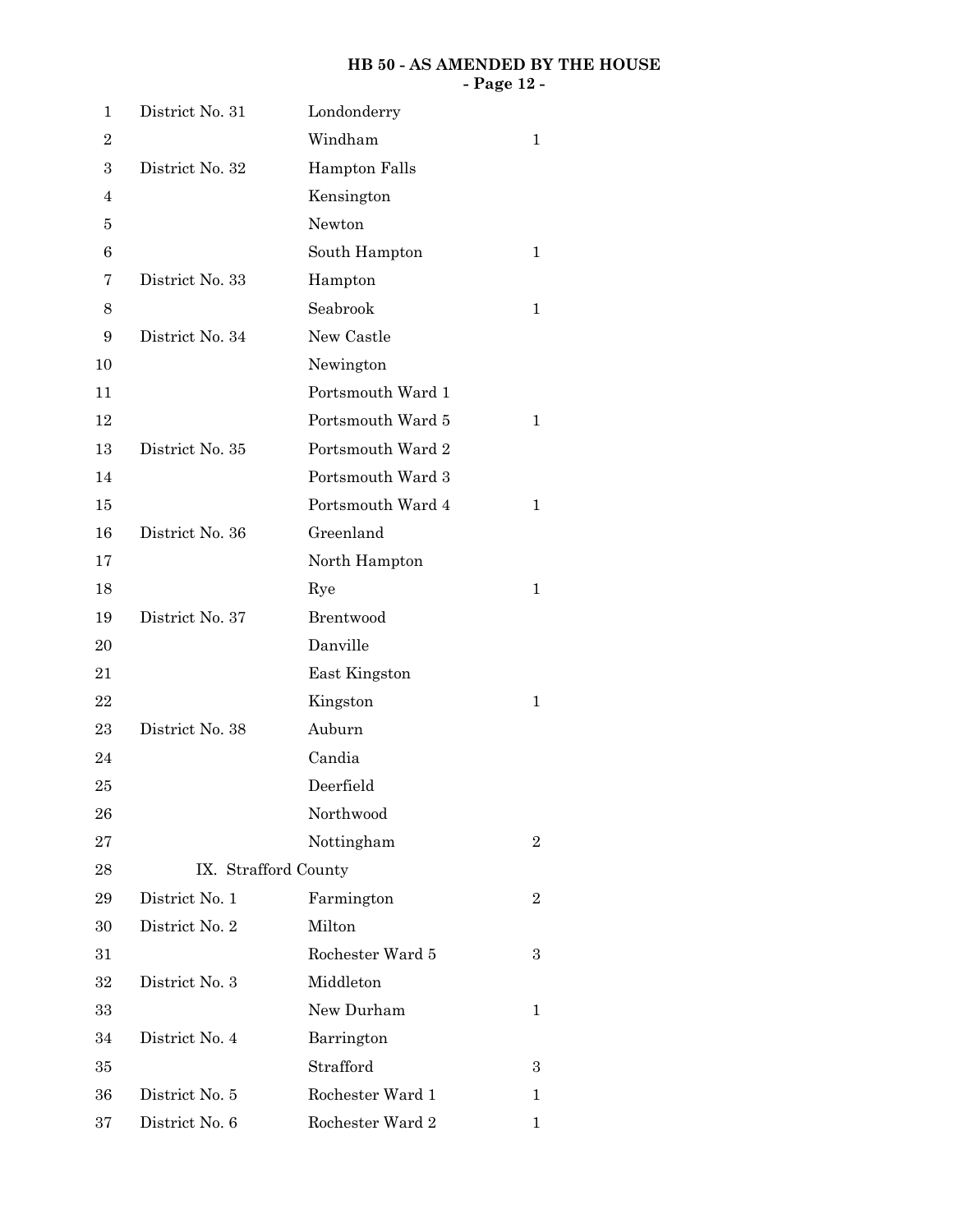| | | |
|---|---|---|
| District No. 31 | Londonderry | |
| | Windham | 1 |
| District No. 32 | Hampton Falls | |
| | Kensington | |
| | Newton | |
| | South Hampton | 1 |
| District No. 33 | Hampton | |
| | Seabrook | 1 |
| District No. 34 | New Castle | |
| | Newington | |
| | Portsmouth Ward 1 | |
| | Portsmouth Ward 5 | 1 |
| District No. 35 | Portsmouth Ward 2 | |
| | Portsmouth Ward 3 | |
| | Portsmouth Ward 4 | 1 |
| District No. 36 | Greenland | |
| | North Hampton | |
| | Rye | 1 |
| District No. 37 | Brentwood | |
| | Danville | |
| | East Kingston | |
| | Kingston | 1 |
| District No. 38 | Auburn | |
| | Candia | |
| | Deerfield | |
| | Northwood | |
| | Nottingham | 2 |

IX. Strafford County

| | | |
|---|---|---|
| District No. 1 | Farmington | 2 |
| District No. 2 | Milton | |
| | Rochester Ward 5 | 3 |
| District No. 3 | Middleton | |
| | New Durham | 1 |
| District No. 4 | Barrington | |
| | Strafford | 3 |
| District No. 5 | Rochester Ward 1 | 1 |
| District No. 6 | Rochester Ward 2 | 1 |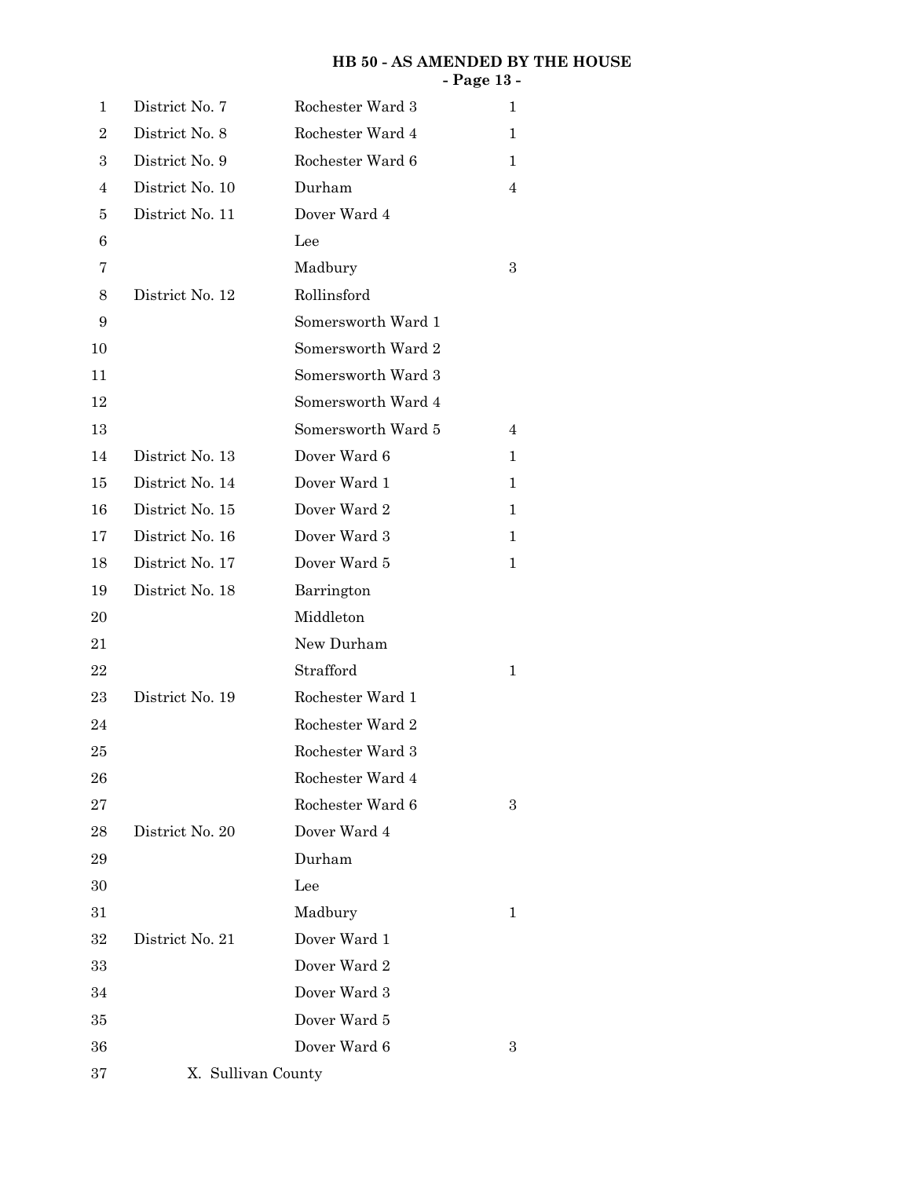| | | |
|---|---|---|
| District No. 7 | Rochester Ward 3 | 1 |
| District No. 8 | Rochester Ward 4 | 1 |
| District No. 9 | Rochester Ward 6 | 1 |
| District No. 10 | Durham | 4 |
| District No. 11 | Dover Ward 4 | |
| | Lee | |
| | Madbury | 3 |
| District No. 12 | Rollinsford | |
| | Somersworth Ward 1 | |
| | Somersworth Ward 2 | |
| | Somersworth Ward 3 | |
| | Somersworth Ward 4 | |
| | Somersworth Ward 5 | 4 |
| District No. 13 | Dover Ward 6 | 1 |
| District No. 14 | Dover Ward 1 | 1 |
| District No. 15 | Dover Ward 2 | 1 |
| District No. 16 | Dover Ward 3 | 1 |
| District No. 17 | Dover Ward 5 | 1 |
| District No. 18 | Barrington | |
| | Middleton | |
| | New Durham | |
| | Strafford | 1 |
| District No. 19 | Rochester Ward 1 | |
| | Rochester Ward 2 | |
| | Rochester Ward 3 | |
| | Rochester Ward 4 | |
| | Rochester Ward 6 | 3 |
| District No. 20 | Dover Ward 4 | |
| | Durham | |
| | Lee | |
| | Madbury | 1 |
| District No. 21 | Dover Ward 1 | |
| | Dover Ward 2 | |
| | Dover Ward 3 | |
| | Dover Ward 5 | |
| | Dover Ward 6 | 3 |

X. Sullivan County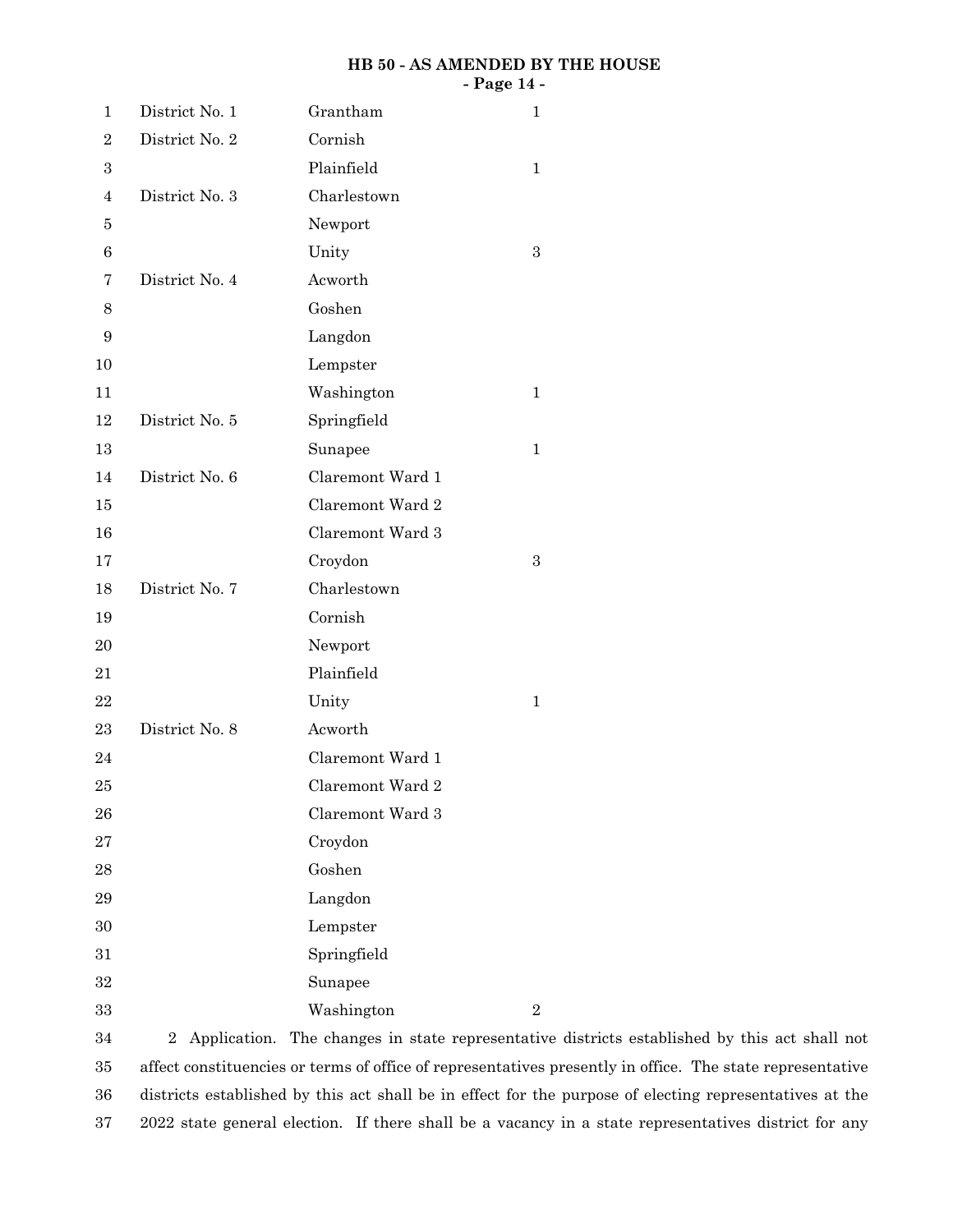| | | |
|---|---|---|
| District No. 1 | Grantham | 1 |
| District No. 2 | Cornish | |
| | Plainfield | 1 |
| District No. 3 | Charlestown | |
| | Newport | |
| | Unity | 3 |
| District No. 4 | Acworth | |
| | Goshen | |
| | Langdon | |
| | Lempster | |
| | Washington | 1 |
| District No. 5 | Springfield | |
| | Sunapee | 1 |
| District No. 6 | Claremont Ward 1 | |
| | Claremont Ward 2 | |
| | Claremont Ward 3 | |
| | Croydon | 3 |
| District No. 7 | Charlestown | |
| | Cornish | |
| | Newport | |
| | Plainfield | |
| | Unity | 1 |
| District No. 8 | Acworth | |
| | Claremont Ward 1 | |
| | Claremont Ward 2 | |
| | Claremont Ward 3 | |
| | Croydon | |
| | Goshen | |
| | Langdon | |
| | Lempster | |
| | Springfield | |
| | Sunapee | |
| | Washington | 2 |

2 Application. The changes in state representative districts established by this act shall not affect constituencies or terms of office of representatives presently in office. The state representative districts established by this act shall be in effect for the purpose of electing representatives at the 2022 state general election. If there shall be a vacancy in a state representatives district for any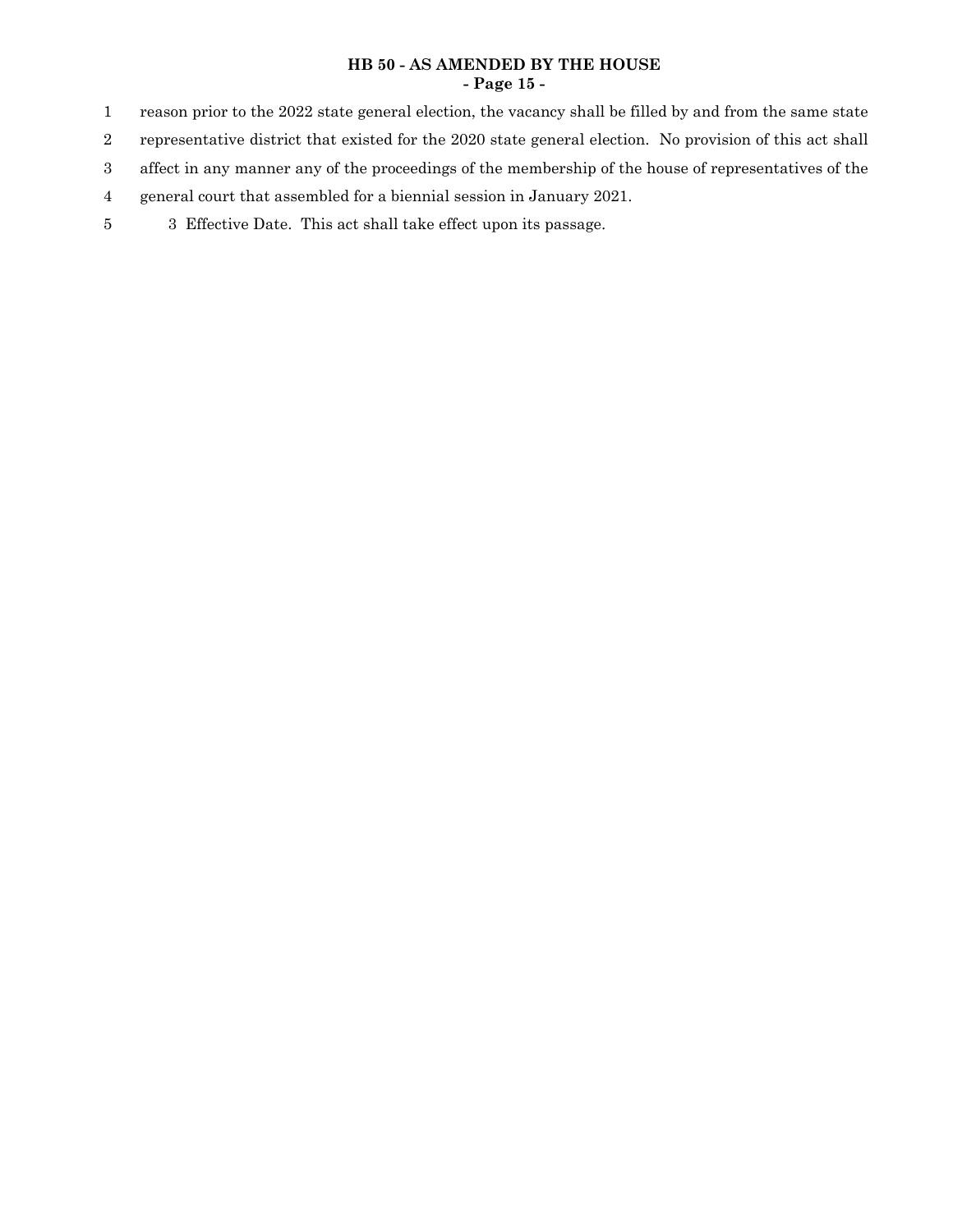reason prior to the 2022 state general election, the vacancy shall be filled by and from the same state representative district that existed for the 2020 state general election. No provision of this act shall affect in any manner any of the proceedings of the membership of the house of representatives of the general court that assembled for a biennial session in January 2021.

3 Effective Date. This act shall take effect upon its passage.